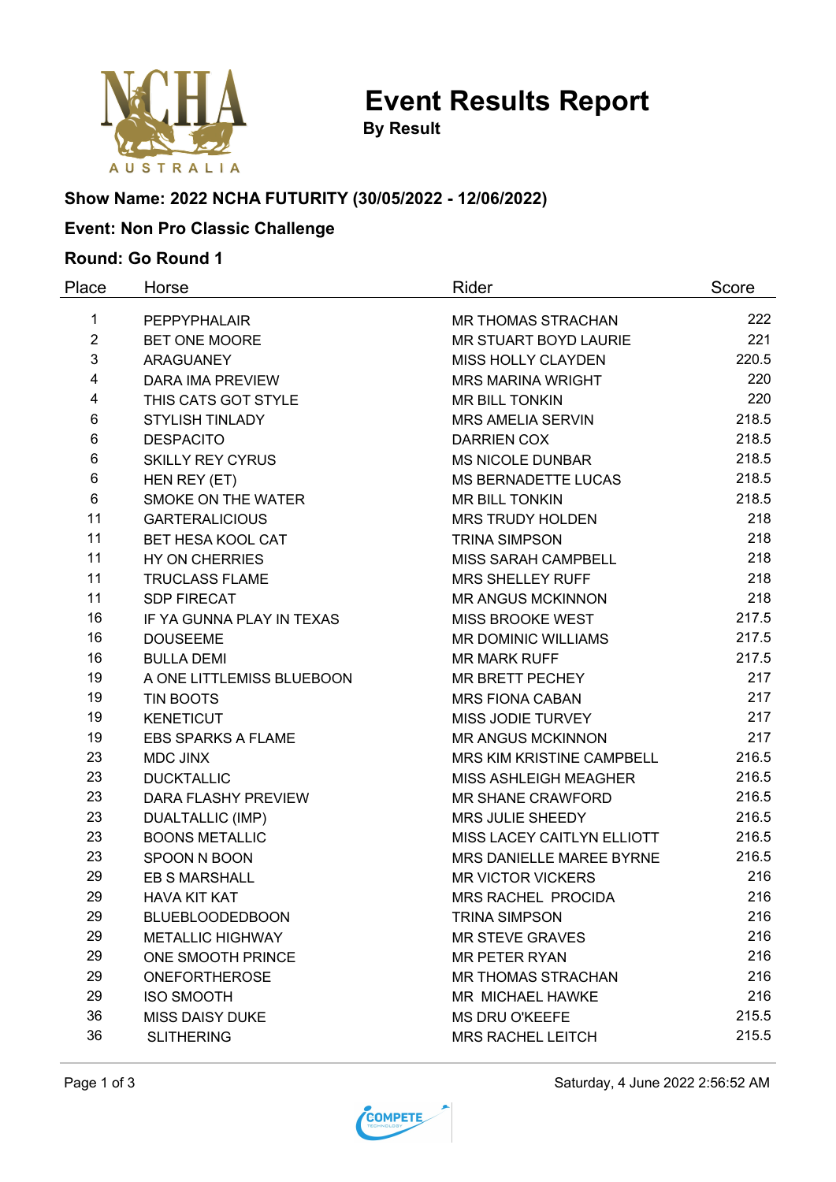# Event Results Report

**By Result**

**Show Name: 2022 NCHA FUTURITY (30/05/2022 - 12/06/2022)**

**Event: Non Pro Classic Challenge**

**Round: Go Round 1**

| Place | Horse | Rider | Score |
|---|---|---|---|
| 1 | PEPPYPHALAIR | MR THOMAS STRACHAN | 222 |
| 2 | BET ONE MOORE | MR STUART BOYD LAURIE | 221 |
| 3 | ARAGUANEY | MISS HOLLY CLAYDEN | 220.5 |
| 4 | DARA IMA PREVIEW | MRS MARINA WRIGHT | 220 |
| 4 | THIS CATS GOT STYLE | MR BILL TONKIN | 220 |
| 6 | STYLISH TINLADY | MRS AMELIA SERVIN | 218.5 |
| 6 | DESPACITO | DARRIEN COX | 218.5 |
| 6 | SKILLY REY CYRUS | MS NICOLE DUNBAR | 218.5 |
| 6 | HEN REY (ET) | MS BERNADETTE LUCAS | 218.5 |
| 6 | SMOKE ON THE WATER | MR BILL TONKIN | 218.5 |
| 11 | GARTERALICIOUS | MRS TRUDY HOLDEN | 218 |
| 11 | BET HESA KOOL CAT | TRINA SIMPSON | 218 |
| 11 | HY ON CHERRIES | MISS SARAH CAMPBELL | 218 |
| 11 | TRUCLASS FLAME | MRS SHELLEY RUFF | 218 |
| 11 | SDP FIRECAT | MR ANGUS MCKINNON | 218 |
| 16 | IF YA GUNNA PLAY IN TEXAS | MISS BROOKE WEST | 217.5 |
| 16 | DOUSEEME | MR DOMINIC WILLIAMS | 217.5 |
| 16 | BULLA DEMI | MR MARK RUFF | 217.5 |
| 19 | A ONE LITTLEMISS BLUEBOON | MR BRETT PECHEY | 217 |
| 19 | TIN BOOTS | MRS FIONA CABAN | 217 |
| 19 | KENETICUT | MISS JODIE TURVEY | 217 |
| 19 | EBS SPARKS A FLAME | MR ANGUS MCKINNON | 217 |
| 23 | MDC JINX | MRS KIM KRISTINE CAMPBELL | 216.5 |
| 23 | DUCKTALLIC | MISS ASHLEIGH MEAGHER | 216.5 |
| 23 | DARA FLASHY PREVIEW | MR SHANE CRAWFORD | 216.5 |
| 23 | DUALTALLIC (IMP) | MRS JULIE SHEEDY | 216.5 |
| 23 | BOONS METALLIC | MISS LACEY CAITLYN ELLIOTT | 216.5 |
| 23 | SPOON N BOON | MRS DANIELLE MAREE BYRNE | 216.5 |
| 29 | EB S MARSHALL | MR VICTOR VICKERS | 216 |
| 29 | HAVA KIT KAT | MRS RACHEL PROCIDA | 216 |
| 29 | BLUEBLOODEDBOON | TRINA SIMPSON | 216 |
| 29 | METALLIC HIGHWAY | MR STEVE GRAVES | 216 |
| 29 | ONE SMOOTH PRINCE | MR PETER RYAN | 216 |
| 29 | ONEFORTHEROSE | MR THOMAS STRACHAN | 216 |
| 29 | ISO SMOOTH | MR MICHAEL HAWKE | 216 |
| 36 | MISS DAISY DUKE | MS DRU O'KEEFE | 215.5 |
| 36 | SLITHERING | MRS RACHEL LEITCH | 215.5 |

Saturday, 4 June 2022 2:56:52 AM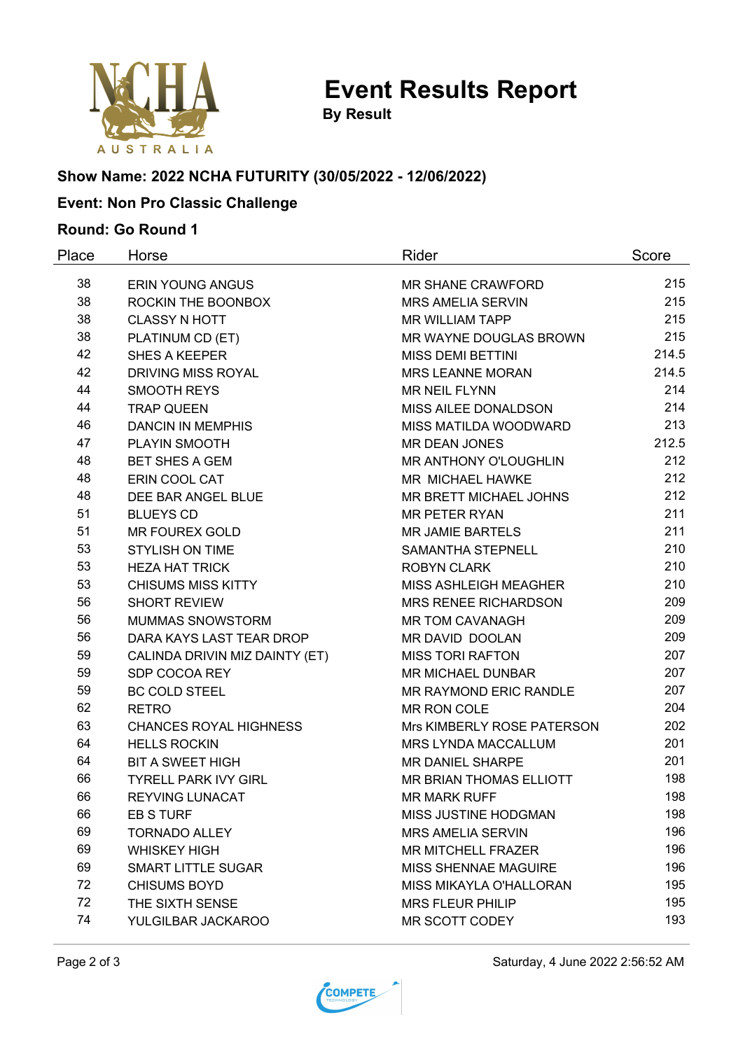# Event Results Report

**By Result**

### Show Name: 2022 NCHA FUTURITY (30/05/2022 - 12/06/2022)

### Event: Non Pro Classic Challenge

### Round: Go Round 1

| Place | Horse | Rider | Score |
|---|---|---|---|
| 38 | ERIN YOUNG ANGUS | MR SHANE CRAWFORD | 215 |
| 38 | ROCKIN THE BOONBOX | MRS AMELIA SERVIN | 215 |
| 38 | CLASSY N HOTT | MR WILLIAM TAPP | 215 |
| 38 | PLATINUM CD (ET) | MR WAYNE DOUGLAS BROWN | 215 |
| 42 | SHES A KEEPER | MISS DEMI BETTINI | 214.5 |
| 42 | DRIVING MISS ROYAL | MRS LEANNE MORAN | 214.5 |
| 44 | SMOOTH REYS | MR NEIL FLYNN | 214 |
| 44 | TRAP QUEEN | MISS AILEE DONALDSON | 214 |
| 46 | DANCIN IN MEMPHIS | MISS MATILDA WOODWARD | 213 |
| 47 | PLAYIN SMOOTH | MR DEAN JONES | 212.5 |
| 48 | BET SHES A GEM | MR ANTHONY O'LOUGHLIN | 212 |
| 48 | ERIN COOL CAT | MR MICHAEL HAWKE | 212 |
| 48 | DEE BAR ANGEL BLUE | MR BRETT MICHAEL JOHNS | 212 |
| 51 | BLUEYS CD | MR PETER RYAN | 211 |
| 51 | MR FOUREX GOLD | MR JAMIE BARTELS | 211 |
| 53 | STYLISH ON TIME | SAMANTHA STEPNELL | 210 |
| 53 | HEZA HAT TRICK | ROBYN CLARK | 210 |
| 53 | CHISUMS MISS KITTY | MISS ASHLEIGH MEAGHER | 210 |
| 56 | SHORT REVIEW | MRS RENEE RICHARDSON | 209 |
| 56 | MUMMAS SNOWSTORM | MR TOM CAVANAGH | 209 |
| 56 | DARA KAYS LAST TEAR DROP | MR DAVID DOOLAN | 209 |
| 59 | CALINDA DRIVIN MIZ DAINTY (ET) | MISS TORI RAFTON | 207 |
| 59 | SDP COCOA REY | MR MICHAEL DUNBAR | 207 |
| 59 | BC COLD STEEL | MR RAYMOND ERIC RANDLE | 207 |
| 62 | RETRO | MR RON COLE | 204 |
| 63 | CHANCES ROYAL HIGHNESS | Mrs KIMBERLY ROSE PATERSON | 202 |
| 64 | HELLS ROCKIN | MRS LYNDA MACCALLUM | 201 |
| 64 | BIT A SWEET HIGH | MR DANIEL SHARPE | 201 |
| 66 | TYRELL PARK IVY GIRL | MR BRIAN THOMAS ELLIOTT | 198 |
| 66 | REYVING LUNACAT | MR MARK RUFF | 198 |
| 66 | EB S TURF | MISS JUSTINE HODGMAN | 198 |
| 69 | TORNADO ALLEY | MRS AMELIA SERVIN | 196 |
| 69 | WHISKEY HIGH | MR MITCHELL FRAZER | 196 |
| 69 | SMART LITTLE SUGAR | MISS SHENNAE MAGUIRE | 196 |
| 72 | CHISUMS BOYD | MISS MIKAYLA O'HALLORAN | 195 |
| 72 | THE SIXTH SENSE | MRS FLEUR PHILIP | 195 |
| 74 | YULGILBAR JACKAROO | MR SCOTT CODEY | 193 |

Saturday, 4 June 2022 2:56:52 AM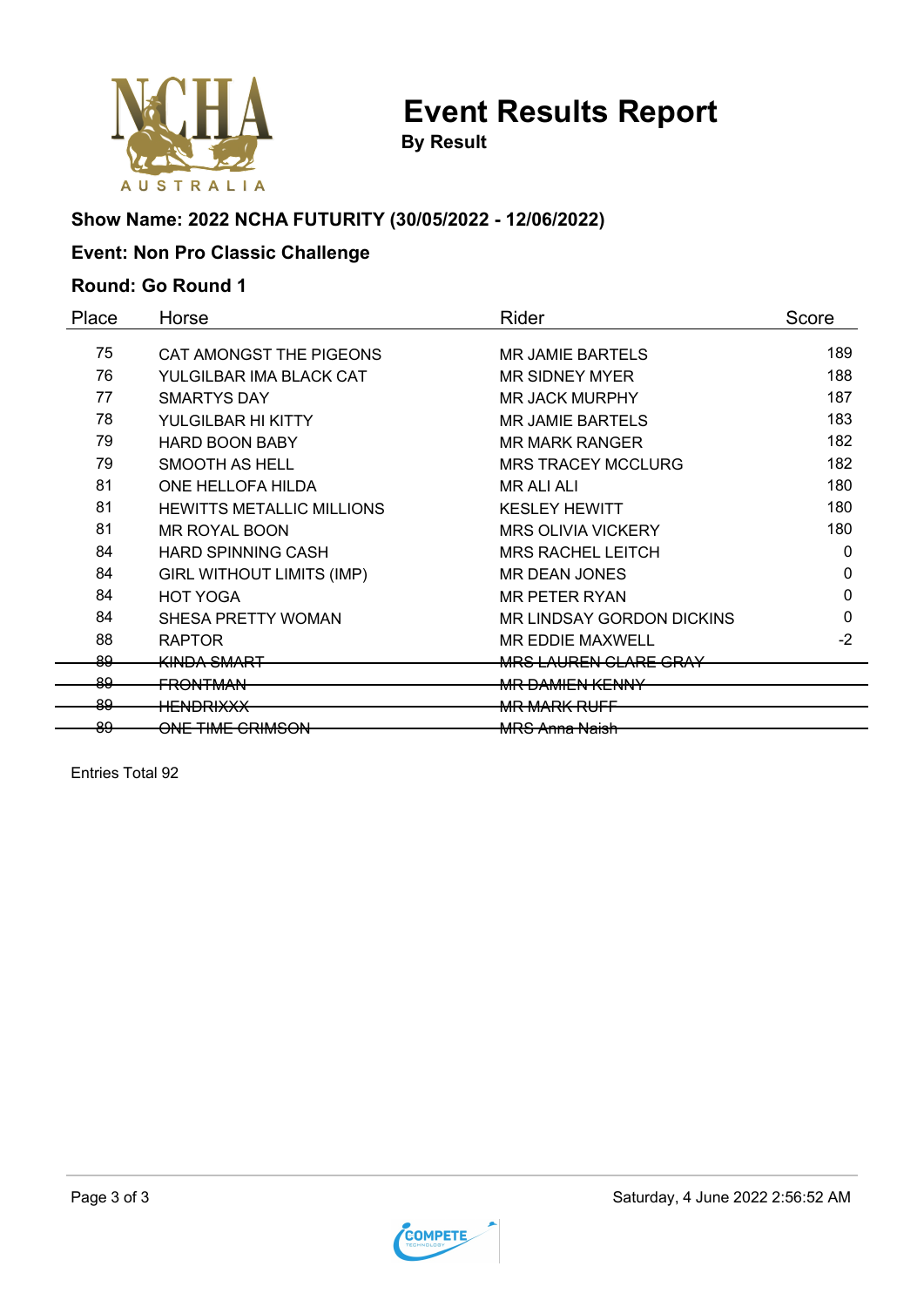# Event Results Report

**By Result**

### Show Name: 2022 NCHA FUTURITY (30/05/2022 - 12/06/2022)

### Event: Non Pro Classic Challenge

### Round: Go Round 1

| Place | Horse | Rider | Score |
|---|---|---|---|
| 75 | CAT AMONGST THE PIGEONS | MR JAMIE BARTELS | 189 |
| 76 | YULGILBAR IMA BLACK CAT | MR SIDNEY MYER | 188 |
| 77 | SMARTYS DAY | MR JACK MURPHY | 187 |
| 78 | YULGILBAR HI KITTY | MR JAMIE BARTELS | 183 |
| 79 | HARD BOON BABY | MR MARK RANGER | 182 |
| 79 | SMOOTH AS HELL | MRS TRACEY MCCLURG | 182 |
| 81 | ONE HELLOFA HILDA | MR ALI ALI | 180 |
| 81 | HEWITTS METALLIC MILLIONS | KESLEY HEWITT | 180 |
| 81 | MR ROYAL BOON | MRS OLIVIA VICKERY | 180 |
| 84 | HARD SPINNING CASH | MRS RACHEL LEITCH | 0 |
| 84 | GIRL WITHOUT LIMITS (IMP) | MR DEAN JONES | 0 |
| 84 | HOT YOGA | MR PETER RYAN | 0 |
| 84 | SHESA PRETTY WOMAN | MR LINDSAY GORDON DICKINS | 0 |
| 88 | RAPTOR | MR EDDIE MAXWELL | -2 |
| ~~89~~ | ~~KINDA SMART~~ | ~~MRS LAUREN CLARE GRAY~~ | |
| ~~89~~ | ~~FRONTMAN~~ | ~~MR DAMIEN KENNY~~ | |
| ~~89~~ | ~~HENDRIXXX~~ | ~~MR MARK RUFF~~ | |
| ~~89~~ | ~~ONE TIME CRIMSON~~ | ~~MRS Anna Naish~~ | |

Entries Total 92

Saturday, 4 June 2022 2:56:52 AM